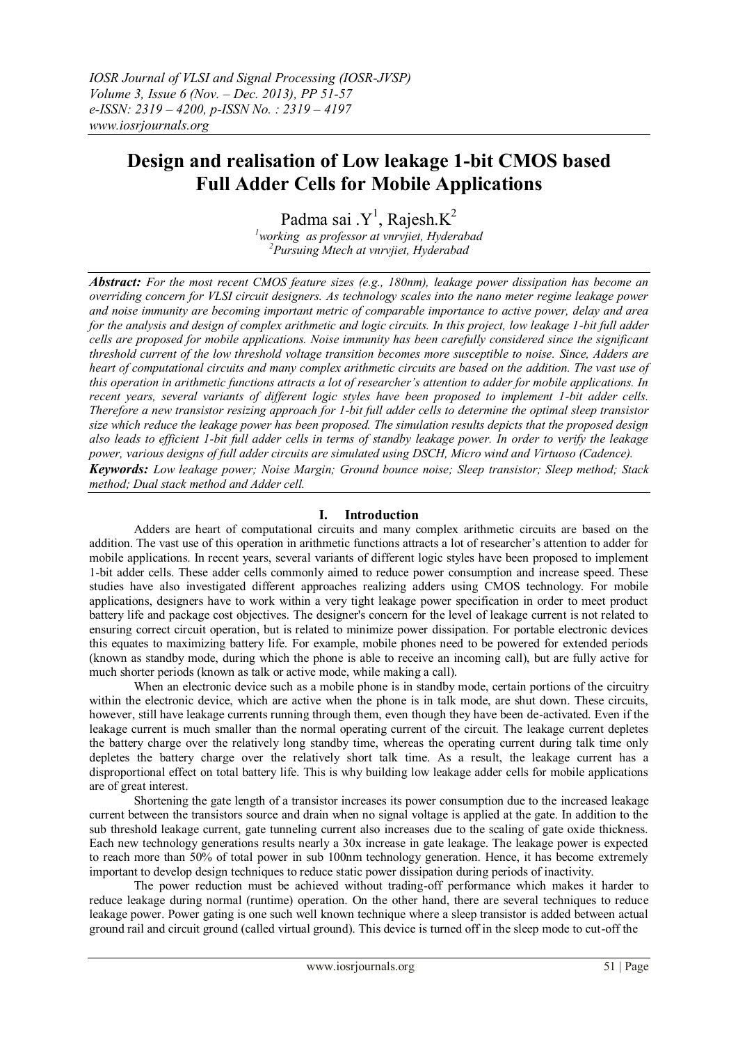# Design and realisation of Low leakage 1-bit CMOS based Full Adder Cells for Mobile Applications

Padma sai .Y[1], Rajesh.K[2]

[1]*working as professor at vnrvjiet, Hyderabad*
[2]*Pursuing Mtech at vnrvjiet, Hyderabad*

***Abstract:*** *For the most recent CMOS feature sizes (e.g., 180nm), leakage power dissipation has become an overriding concern for VLSI circuit designers. As technology scales into the nano meter regime leakage power and noise immunity are becoming important metric of comparable importance to active power, delay and area for the analysis and design of complex arithmetic and logic circuits. In this project, low leakage 1-bit full adder cells are proposed for mobile applications. Noise immunity has been carefully considered since the significant threshold current of the low threshold voltage transition becomes more susceptible to noise. Since, Adders are heart of computational circuits and many complex arithmetic circuits are based on the addition. The vast use of this operation in arithmetic functions attracts a lot of researcher's attention to adder for mobile applications. In recent years, several variants of different logic styles have been proposed to implement 1-bit adder cells. Therefore a new transistor resizing approach for 1-bit full adder cells to determine the optimal sleep transistor size which reduce the leakage power has been proposed. The simulation results depicts that the proposed design also leads to efficient 1-bit full adder cells in terms of standby leakage power. In order to verify the leakage power, various designs of full adder circuits are simulated using DSCH, Micro wind and Virtuoso (Cadence).*

***Keywords:*** *Low leakage power; Noise Margin; Ground bounce noise; Sleep transistor; Sleep method; Stack method; Dual stack method and Adder cell.*

## I. Introduction

Adders are heart of computational circuits and many complex arithmetic circuits are based on the addition. The vast use of this operation in arithmetic functions attracts a lot of researcher's attention to adder for mobile applications. In recent years, several variants of different logic styles have been proposed to implement 1-bit adder cells. These adder cells commonly aimed to reduce power consumption and increase speed. These studies have also investigated different approaches realizing adders using CMOS technology. For mobile applications, designers have to work within a very tight leakage power specification in order to meet product battery life and package cost objectives. The designer's concern for the level of leakage current is not related to ensuring correct circuit operation, but is related to minimize power dissipation. For portable electronic devices this equates to maximizing battery life. For example, mobile phones need to be powered for extended periods (known as standby mode, during which the phone is able to receive an incoming call), but are fully active for much shorter periods (known as talk or active mode, while making a call).

When an electronic device such as a mobile phone is in standby mode, certain portions of the circuitry within the electronic device, which are active when the phone is in talk mode, are shut down. These circuits, however, still have leakage currents running through them, even though they have been de-activated. Even if the leakage current is much smaller than the normal operating current of the circuit. The leakage current depletes the battery charge over the relatively long standby time, whereas the operating current during talk time only depletes the battery charge over the relatively short talk time. As a result, the leakage current has a disproportional effect on total battery life. This is why building low leakage adder cells for mobile applications are of great interest.

Shortening the gate length of a transistor increases its power consumption due to the increased leakage current between the transistors source and drain when no signal voltage is applied at the gate. In addition to the sub threshold leakage current, gate tunneling current also increases due to the scaling of gate oxide thickness. Each new technology generations results nearly a 30x increase in gate leakage. The leakage power is expected to reach more than 50% of total power in sub 100nm technology generation. Hence, it has become extremely important to develop design techniques to reduce static power dissipation during periods of inactivity.

The power reduction must be achieved without trading-off performance which makes it harder to reduce leakage during normal (runtime) operation. On the other hand, there are several techniques to reduce leakage power. Power gating is one such well known technique where a sleep transistor is added between actual ground rail and circuit ground (called virtual ground). This device is turned off in the sleep mode to cut-off the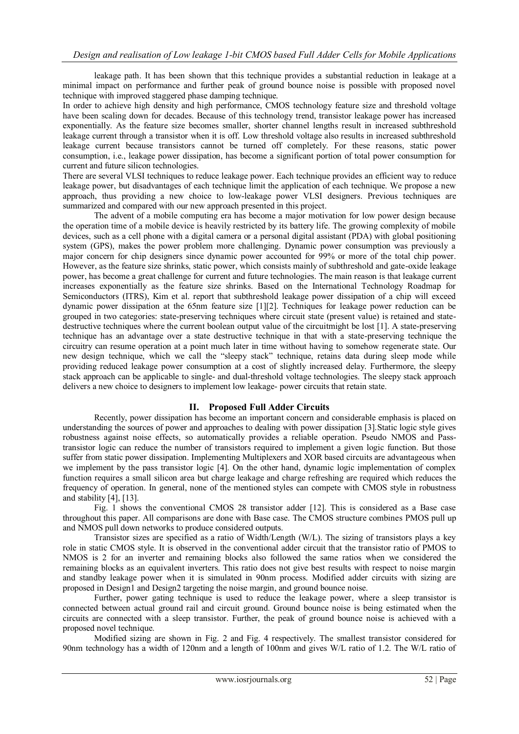leakage path. It has been shown that this technique provides a substantial reduction in leakage at a minimal impact on performance and further peak of ground bounce noise is possible with proposed novel technique with improved staggered phase damping technique.

In order to achieve high density and high performance, CMOS technology feature size and threshold voltage have been scaling down for decades. Because of this technology trend, transistor leakage power has increased exponentially. As the feature size becomes smaller, shorter channel lengths result in increased subthreshold leakage current through a transistor when it is off. Low threshold voltage also results in increased subthreshold leakage current because transistors cannot be turned off completely. For these reasons, static power consumption, i.e., leakage power dissipation, has become a significant portion of total power consumption for current and future silicon technologies.

There are several VLSI techniques to reduce leakage power. Each technique provides an efficient way to reduce leakage power, but disadvantages of each technique limit the application of each technique. We propose a new approach, thus providing a new choice to low-leakage power VLSI designers. Previous techniques are summarized and compared with our new approach presented in this project.

The advent of a mobile computing era has become a major motivation for low power design because the operation time of a mobile device is heavily restricted by its battery life. The growing complexity of mobile devices, such as a cell phone with a digital camera or a personal digital assistant (PDA) with global positioning system (GPS), makes the power problem more challenging. Dynamic power consumption was previously a major concern for chip designers since dynamic power accounted for 99% or more of the total chip power. However, as the feature size shrinks, static power, which consists mainly of subthreshold and gate-oxide leakage power, has become a great challenge for current and future technologies. The main reason is that leakage current increases exponentially as the feature size shrinks. Based on the International Technology Roadmap for Semiconductors (ITRS), Kim et al. report that subthreshold leakage power dissipation of a chip will exceed dynamic power dissipation at the 65nm feature size [1][2]. Techniques for leakage power reduction can be grouped in two categories: state-preserving techniques where circuit state (present value) is retained and state-destructive techniques where the current boolean output value of the circuitmight be lost [1]. A state-preserving technique has an advantage over a state destructive technique in that with a state-preserving technique the circuitry can resume operation at a point much later in time without having to somehow regenerate state. Our new design technique, which we call the "sleepy stack" technique, retains data during sleep mode while providing reduced leakage power consumption at a cost of slightly increased delay. Furthermore, the sleepy stack approach can be applicable to single- and dual-threshold voltage technologies. The sleepy stack approach delivers a new choice to designers to implement low leakage- power circuits that retain state.

## II. Proposed Full Adder Circuits

Recently, power dissipation has become an important concern and considerable emphasis is placed on understanding the sources of power and approaches to dealing with power dissipation [3].Static logic style gives robustness against noise effects, so automatically provides a reliable operation. Pseudo NMOS and Pass-transistor logic can reduce the number of transistors required to implement a given logic function. But those suffer from static power dissipation. Implementing Multiplexers and XOR based circuits are advantageous when we implement by the pass transistor logic [4]. On the other hand, dynamic logic implementation of complex function requires a small silicon area but charge leakage and charge refreshing are required which reduces the frequency of operation. In general, none of the mentioned styles can compete with CMOS style in robustness and stability [4], [13].

Fig. 1 shows the conventional CMOS 28 transistor adder [12]. This is considered as a Base case throughout this paper. All comparisons are done with Base case. The CMOS structure combines PMOS pull up and NMOS pull down networks to produce considered outputs.

Transistor sizes are specified as a ratio of Width/Length (W/L). The sizing of transistors plays a key role in static CMOS style. It is observed in the conventional adder circuit that the transistor ratio of PMOS to NMOS is 2 for an inverter and remaining blocks also followed the same ratios when we considered the remaining blocks as an equivalent inverters. This ratio does not give best results with respect to noise margin and standby leakage power when it is simulated in 90nm process. Modified adder circuits with sizing are proposed in Design1 and Design2 targeting the noise margin, and ground bounce noise.

Further, power gating technique is used to reduce the leakage power, where a sleep transistor is connected between actual ground rail and circuit ground. Ground bounce noise is being estimated when the circuits are connected with a sleep transistor. Further, the peak of ground bounce noise is achieved with a proposed novel technique.

Modified sizing are shown in Fig. 2 and Fig. 4 respectively. The smallest transistor considered for 90nm technology has a width of 120nm and a length of 100nm and gives W/L ratio of 1.2. The W/L ratio of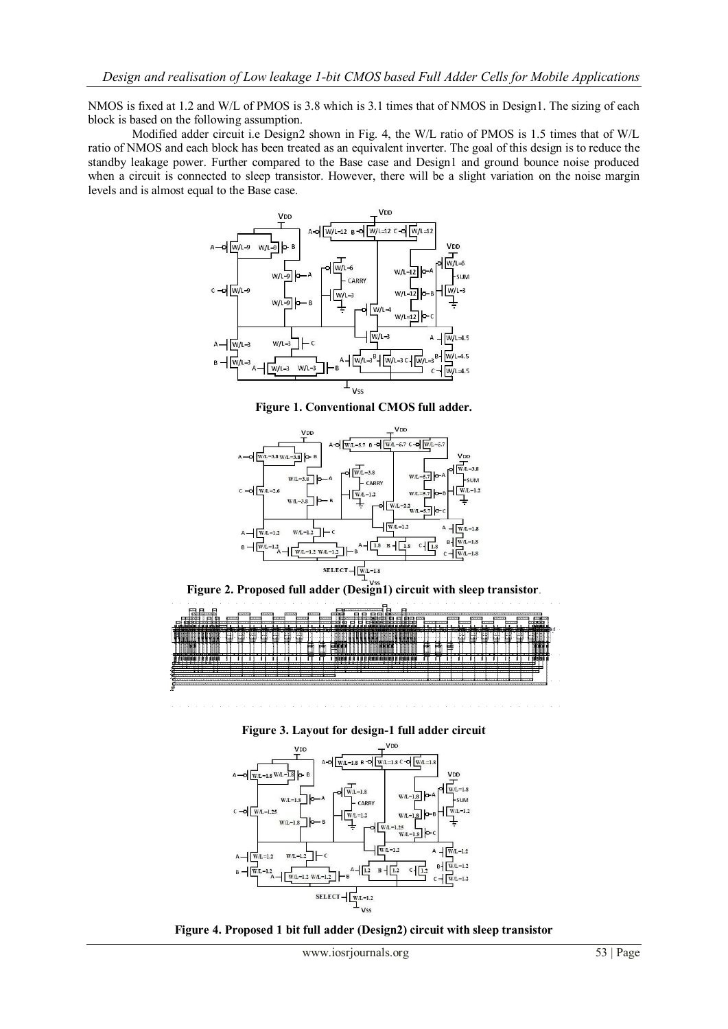NMOS is fixed at 1.2 and W/L of PMOS is 3.8 which is 3.1 times that of NMOS in Design1. The sizing of each block is based on the following assumption.

Modified adder circuit i.e Design2 shown in Fig. 4, the W/L ratio of PMOS is 1.5 times that of W/L ratio of NMOS and each block has been treated as an equivalent inverter. The goal of this design is to reduce the standby leakage power. Further compared to the Base case and Design1 and ground bounce noise produced when a circuit is connected to sleep transistor. However, there will be a slight variation on the noise margin levels and is almost equal to the Base case.

**Figure 1. Conventional CMOS full adder.**

**Figure 2. Proposed full adder (Design1) circuit with sleep transistor.**

**Figure 3. Layout for design-1 full adder circuit**

**Figure 4. Proposed 1 bit full adder (Design2) circuit with sleep transistor**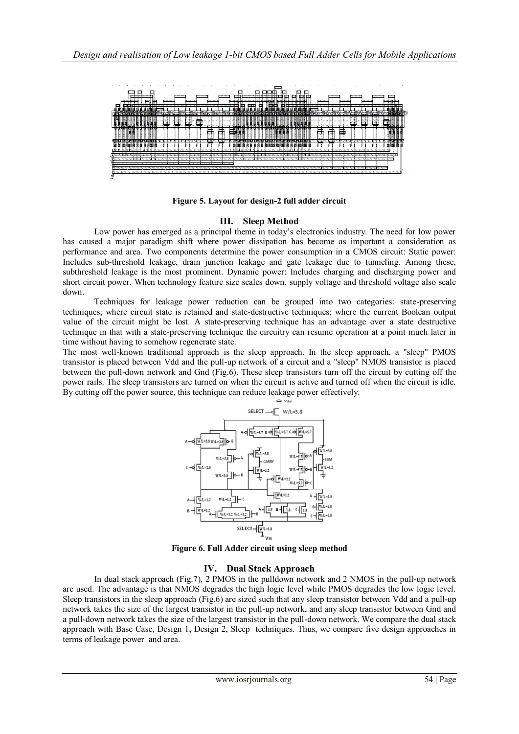**Figure 5. Layout for design-2 full adder circuit**

## III. Sleep Method

Low power has emerged as a principal theme in today's electronics industry. The need for low power has caused a major paradigm shift where power dissipation has become as important a consideration as performance and area. Two components determine the power consumption in a CMOS circuit: Static power: Includes sub-threshold leakage, drain junction leakage and gate leakage due to tunneling. Among these, subthreshold leakage is the most prominent. Dynamic power: Includes charging and discharging power and short circuit power. When technology feature size scales down, supply voltage and threshold voltage also scale down.

Techniques for leakage power reduction can be grouped into two categories: state-preserving techniques; where circuit state is retained and state-destructive techniques; where the current Boolean output value of the circuit might be lost. A state-preserving technique has an advantage over a state destructive technique in that with a state-preserving technique the circuitry can resume operation at a point much later in time without having to somehow regenerate state.

The most well-known traditional approach is the sleep approach. In the sleep approach, a "sleep" PMOS transistor is placed between Vdd and the pull-up network of a circuit and a "sleep" NMOS transistor is placed between the pull-down network and Gnd (Fig.6). These sleep transistors turn off the circuit by cutting off the power rails. The sleep transistors are turned on when the circuit is active and turned off when the circuit is idle. By cutting off the power source, this technique can reduce leakage power effectively.

**Figure 6. Full Adder circuit using sleep method**

## IV. Dual Stack Approach

In dual stack approach (Fig.7), 2 PMOS in the pulldown network and 2 NMOS in the pull-up network are used. The advantage is that NMOS degrades the high logic level while PMOS degrades the low logic level. Sleep transistors in the sleep approach (Fig.6) are sized such that any sleep transistor between Vdd and a pull-up network takes the size of the largest transistor in the pull-up network, and any sleep transistor between Gnd and a pull-down network takes the size of the largest transistor in the pull-down network. We compare the dual stack approach with Base Case, Design 1, Design 2, Sleep techniques. Thus, we compare five design approaches in terms of leakage power and area.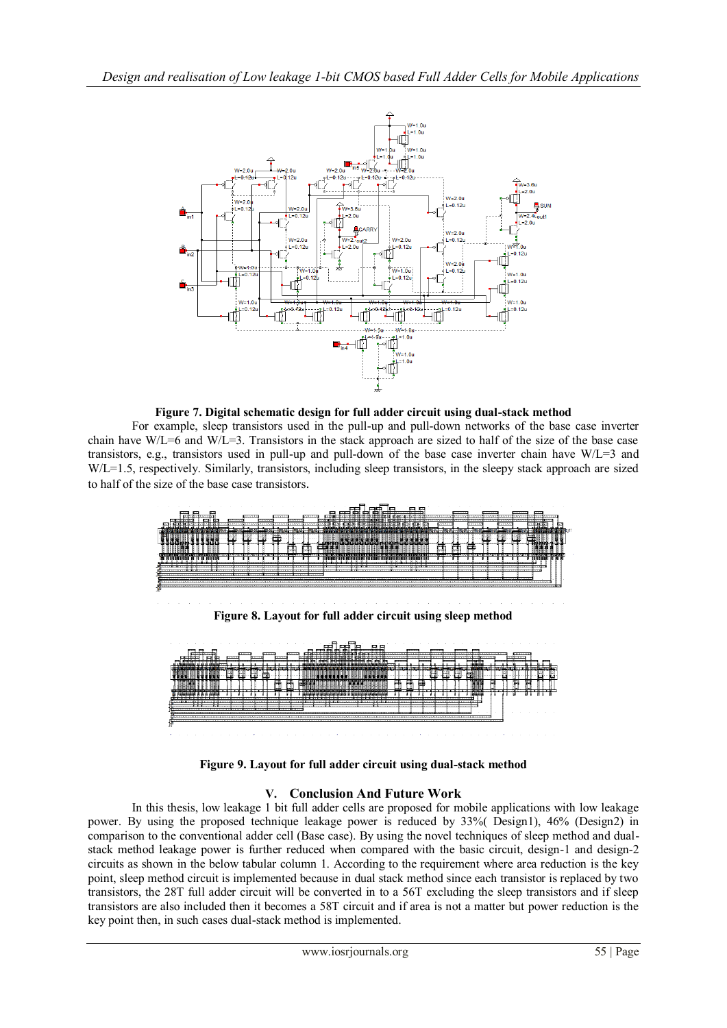**Figure 7. Digital schematic design for full adder circuit using dual-stack method**

For example, sleep transistors used in the pull-up and pull-down networks of the base case inverter chain have W/L=6 and W/L=3. Transistors in the stack approach are sized to half of the size of the base case transistors, e.g., transistors used in pull-up and pull-down of the base case inverter chain have W/L=3 and W/L=1.5, respectively. Similarly, transistors, including sleep transistors, in the sleepy stack approach are sized to half of the size of the base case transistors.

**Figure 8. Layout for full adder circuit using sleep method**

**Figure 9. Layout for full adder circuit using dual-stack method**

## V. Conclusion And Future Work

In this thesis, low leakage 1 bit full adder cells are proposed for mobile applications with low leakage power. By using the proposed technique leakage power is reduced by 33%( Design1), 46% (Design2) in comparison to the conventional adder cell (Base case). By using the novel techniques of sleep method and dual-stack method leakage power is further reduced when compared with the basic circuit, design-1 and design-2 circuits as shown in the below tabular column 1. According to the requirement where area reduction is the key point, sleep method circuit is implemented because in dual stack method since each transistor is replaced by two transistors, the 28T full adder circuit will be converted in to a 56T excluding the sleep transistors and if sleep transistors are also included then it becomes a 58T circuit and if area is not a matter but power reduction is the key point then, in such cases dual-stack method is implemented.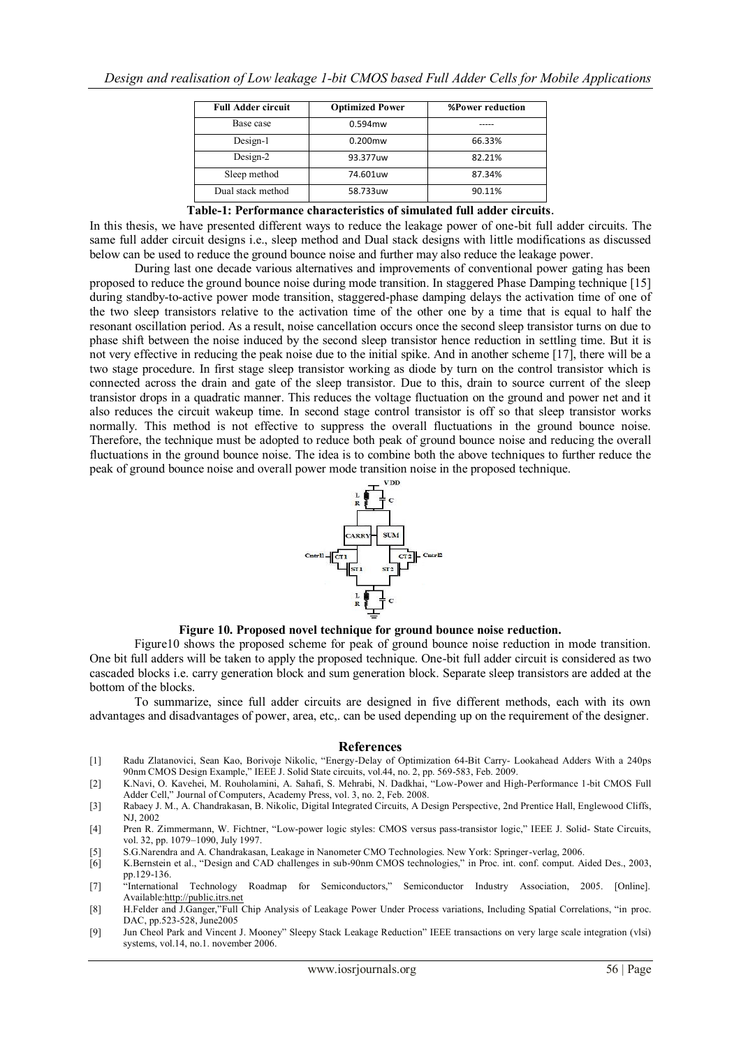| Full Adder circuit | Optimized Power | %Power reduction |
|---|---|---|
| Base case | 0.594mw | ----- |
| Design-1 | 0.200mw | 66.33% |
| Design-2 | 93.377uw | 82.21% |
| Sleep method | 74.601uw | 87.34% |
| Dual stack method | 58.733uw | 90.11% |

**Table-1: Performance characteristics of simulated full adder circuits**.

In this thesis, we have presented different ways to reduce the leakage power of one-bit full adder circuits. The same full adder circuit designs i.e., sleep method and Dual stack designs with little modifications as discussed below can be used to reduce the ground bounce noise and further may also reduce the leakage power.

During last one decade various alternatives and improvements of conventional power gating has been proposed to reduce the ground bounce noise during mode transition. In staggered Phase Damping technique [15] during standby-to-active power mode transition, staggered-phase damping delays the activation time of one of the two sleep transistors relative to the activation time of the other one by a time that is equal to half the resonant oscillation period. As a result, noise cancellation occurs once the second sleep transistor turns on due to phase shift between the noise induced by the second sleep transistor hence reduction in settling time. But it is not very effective in reducing the peak noise due to the initial spike. And in another scheme [17], there will be a two stage procedure. In first stage sleep transistor working as diode by turn on the control transistor which is connected across the drain and gate of the sleep transistor. Due to this, drain to source current of the sleep transistor drops in a quadratic manner. This reduces the voltage fluctuation on the ground and power net and it also reduces the circuit wakeup time. In second stage control transistor is off so that sleep transistor works normally. This method is not effective to suppress the overall fluctuations in the ground bounce noise. Therefore, the technique must be adopted to reduce both peak of ground bounce noise and reducing the overall fluctuations in the ground bounce noise. The idea is to combine both the above techniques to further reduce the peak of ground bounce noise and overall power mode transition noise in the proposed technique.

**Figure 10. Proposed novel technique for ground bounce noise reduction.**

Figure10 shows the proposed scheme for peak of ground bounce noise reduction in mode transition. One bit full adders will be taken to apply the proposed technique. One-bit full adder circuit is considered as two cascaded blocks i.e. carry generation block and sum generation block. Separate sleep transistors are added at the bottom of the blocks.

To summarize, since full adder circuits are designed in five different methods, each with its own advantages and disadvantages of power, area, etc,. can be used depending up on the requirement of the designer.

## References

[1] Radu Zlatanovici, Sean Kao, Borivoje Nikolic, "Energy-Delay of Optimization 64-Bit Carry- Lookahead Adders With a 240ps 90nm CMOS Design Example," IEEE J. Solid State circuits, vol.44, no. 2, pp. 569-583, Feb. 2009.

[2] K.Navi, O. Kavehei, M. Rouholamini, A. Sahafi, S. Mehrabi, N. Dadkhai, "Low-Power and High-Performance 1-bit CMOS Full Adder Cell," Journal of Computers, Academy Press, vol. 3, no. 2, Feb. 2008.

[3] Rabaey J. M., A. Chandrakasan, B. Nikolic, Digital Integrated Circuits, A Design Perspective, 2nd Prentice Hall, Englewood Cliffs, NJ, 2002

[4] Pren R. Zimmermann, W. Fichtner, "Low-power logic styles: CMOS versus pass-transistor logic," IEEE J. Solid- State Circuits, vol. 32, pp. 1079–1090, July 1997.

[5] S.G.Narendra and A. Chandrakasan, Leakage in Nanometer CMO Technologies. New York: Springer-verlag, 2006.

[6] K.Bernstein et al., "Design and CAD challenges in sub-90nm CMOS technologies," in Proc. int. conf. comput. Aided Des., 2003, pp.129-136.

[7] "International Technology Roadmap for Semiconductors," Semiconductor Industry Association, 2005. [Online]. Available:http://public.itrs.net

[8] H.Felder and J.Ganger,"Full Chip Analysis of Leakage Power Under Process variations, Including Spatial Correlations, "in proc. DAC, pp.523-528, June2005

[9] Jun Cheol Park and Vincent J. Mooney" Sleepy Stack Leakage Reduction" IEEE transactions on very large scale integration (vlsi) systems, vol.14, no.1. november 2006.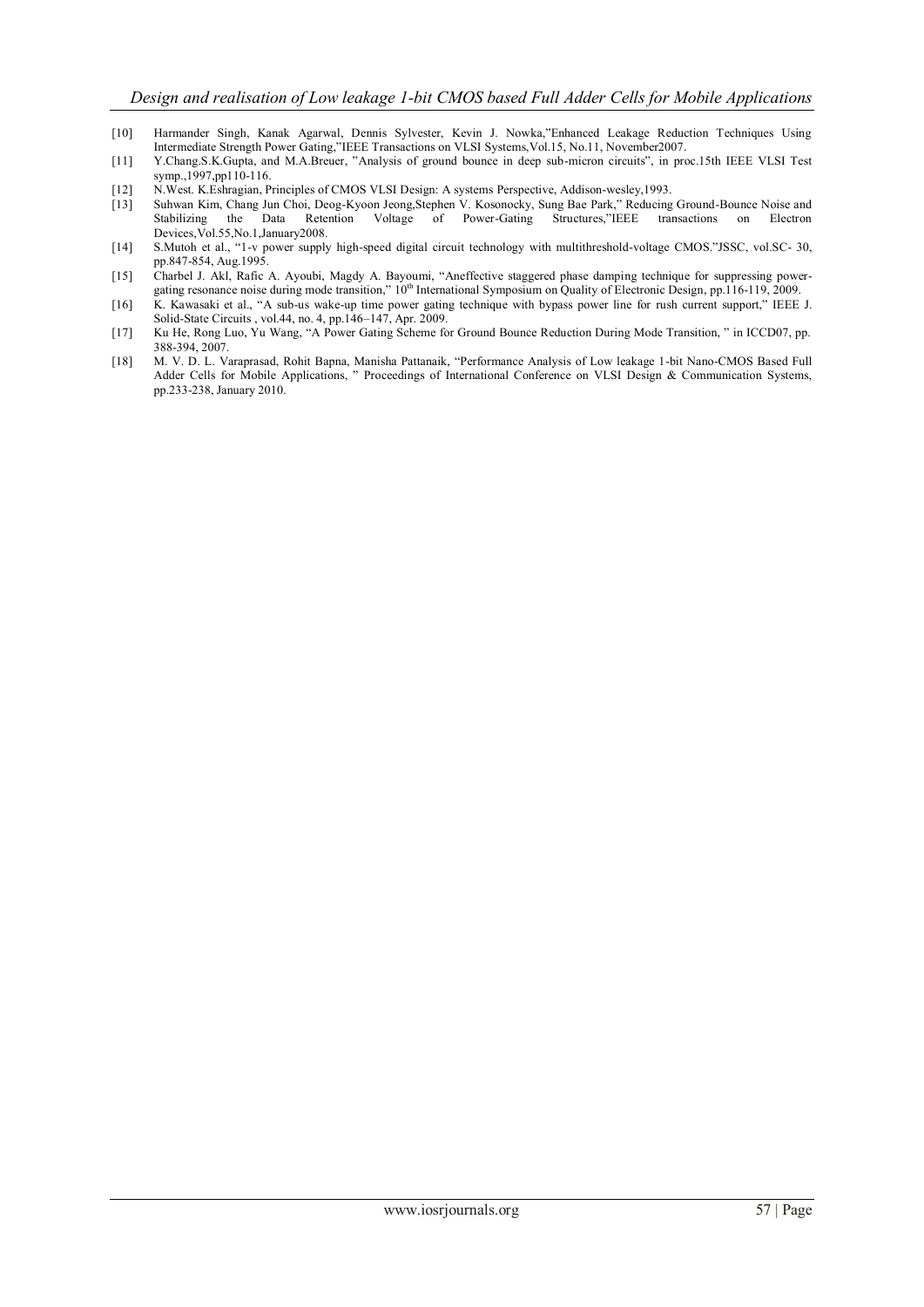[10] Harmander Singh, Kanak Agarwal, Dennis Sylvester, Kevin J. Nowka,"Enhanced Leakage Reduction Techniques Using Intermediate Strength Power Gating,"IEEE Transactions on VLSI Systems,Vol.15, No.11, November2007.

[11] Y.Chang.S.K.Gupta, and M.A.Breuer, "Analysis of ground bounce in deep sub-micron circuits", in proc.15th IEEE VLSI Test symp.,1997,pp110-116.

[12] N.West. K.Eshragian, Principles of CMOS VLSI Design: A systems Perspective, Addison-wesley,1993.

[13] Suhwan Kim, Chang Jun Choi, Deog-Kyoon Jeong,Stephen V. Kosonocky, Sung Bae Park," Reducing Ground-Bounce Noise and Stabilizing the Data Retention Voltage of Power-Gating Structures,"IEEE transactions on Electron Devices,Vol.55,No.1,January2008.

[14] S.Mutoh et al., "1-v power supply high-speed digital circuit technology with multithreshold-voltage CMOS."JSSC, vol.SC- 30, pp.847-854, Aug.1995.

[15] Charbel J. Akl, Rafic A. Ayoubi, Magdy A. Bayoumi, "Aneffective staggered phase damping technique for suppressing power-gating resonance noise during mode transition," 10th International Symposium on Quality of Electronic Design, pp.116-119, 2009.

[16] K. Kawasaki et al., "A sub-us wake-up time power gating technique with bypass power line for rush current support," IEEE J. Solid-State Circuits , vol.44, no. 4, pp.146–147, Apr. 2009.

[17] Ku He, Rong Luo, Yu Wang, "A Power Gating Scheme for Ground Bounce Reduction During Mode Transition, " in ICCD07, pp. 388-394, 2007.

[18] M. V. D. L. Varaprasad, Rohit Bapna, Manisha Pattanaik, "Performance Analysis of Low leakage 1-bit Nano-CMOS Based Full Adder Cells for Mobile Applications, " Proceedings of International Conference on VLSI Design & Communication Systems, pp.233-238, January 2010.